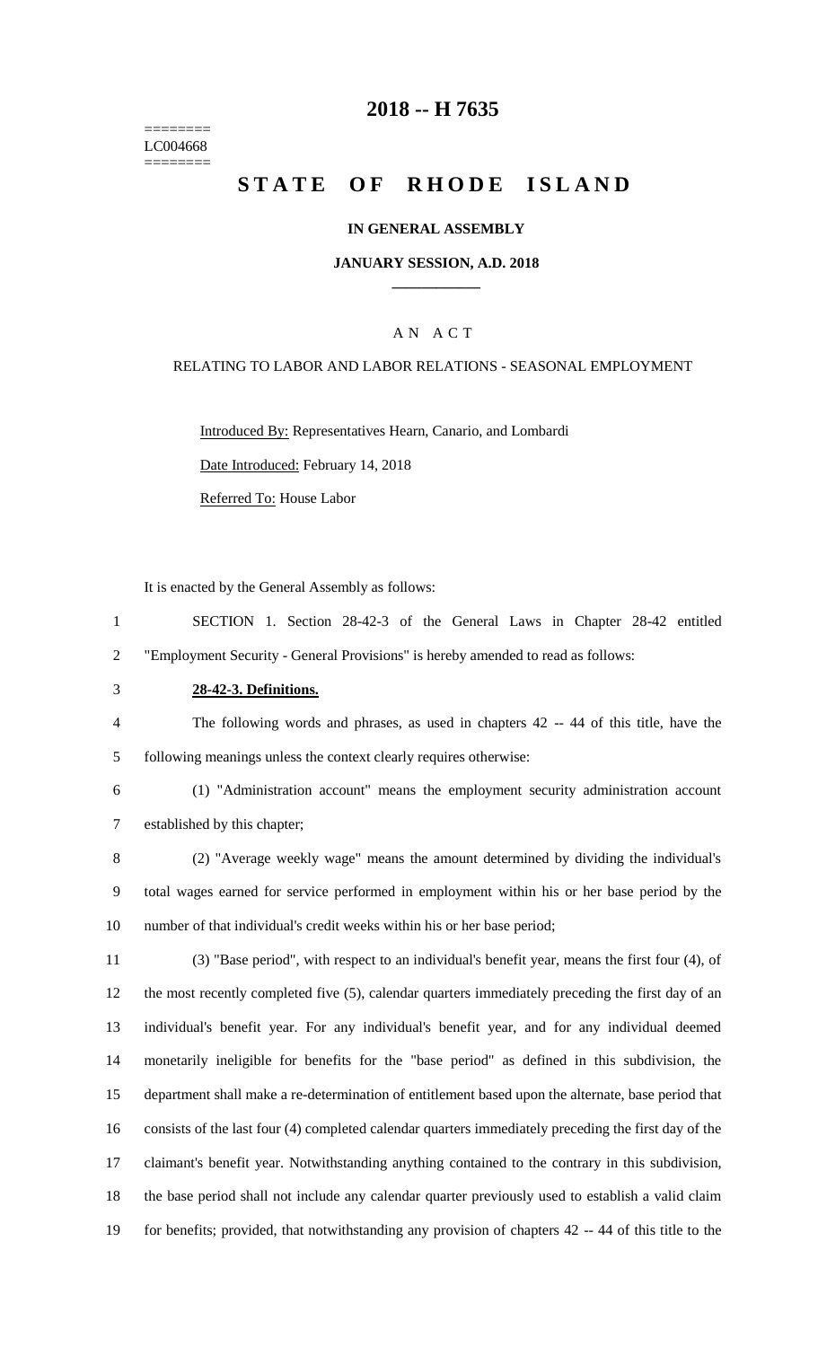========
LC004668
========

# 2018 -- H 7635

# STATE OF RHODE ISLAND

### IN GENERAL ASSEMBLY

### JANUARY SESSION, A.D. 2018

## AN ACT

RELATING TO LABOR AND LABOR RELATIONS - SEASONAL EMPLOYMENT

Introduced By: Representatives Hearn, Canario, and Lombardi

Date Introduced: February 14, 2018

Referred To: House Labor

It is enacted by the General Assembly as follows:

1 SECTION 1. Section 28-42-3 of the General Laws in Chapter 28-42 entitled
2 "Employment Security - General Provisions" is hereby amended to read as follows:

3 **28-42-3. Definitions.**

4 The following words and phrases, as used in chapters 42 -- 44 of this title, have the
5 following meanings unless the context clearly requires otherwise:

6 (1) "Administration account" means the employment security administration account
7 established by this chapter;

8 (2) "Average weekly wage" means the amount determined by dividing the individual's
9 total wages earned for service performed in employment within his or her base period by the
10 number of that individual's credit weeks within his or her base period;

11 (3) "Base period", with respect to an individual's benefit year, means the first four (4), of
12 the most recently completed five (5), calendar quarters immediately preceding the first day of an
13 individual's benefit year. For any individual's benefit year, and for any individual deemed
14 monetarily ineligible for benefits for the "base period" as defined in this subdivision, the
15 department shall make a re-determination of entitlement based upon the alternate, base period that
16 consists of the last four (4) completed calendar quarters immediately preceding the first day of the
17 claimant's benefit year. Notwithstanding anything contained to the contrary in this subdivision,
18 the base period shall not include any calendar quarter previously used to establish a valid claim
19 for benefits; provided, that notwithstanding any provision of chapters 42 -- 44 of this title to the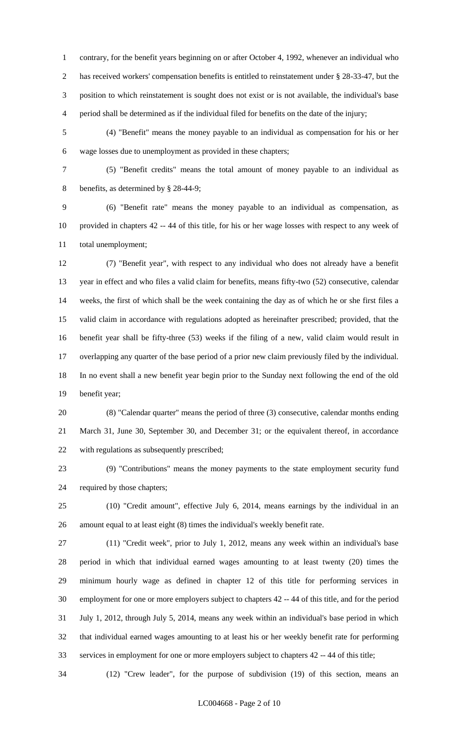contrary, for the benefit years beginning on or after October 4, 1992, whenever an individual who has received workers' compensation benefits is entitled to reinstatement under § 28-33-47, but the position to which reinstatement is sought does not exist or is not available, the individual's base period shall be determined as if the individual filed for benefits on the date of the injury;

(4) "Benefit" means the money payable to an individual as compensation for his or her wage losses due to unemployment as provided in these chapters;

(5) "Benefit credits" means the total amount of money payable to an individual as benefits, as determined by § 28-44-9;

(6) "Benefit rate" means the money payable to an individual as compensation, as provided in chapters 42 -- 44 of this title, for his or her wage losses with respect to any week of total unemployment;

(7) "Benefit year", with respect to any individual who does not already have a benefit year in effect and who files a valid claim for benefits, means fifty-two (52) consecutive, calendar weeks, the first of which shall be the week containing the day as of which he or she first files a valid claim in accordance with regulations adopted as hereinafter prescribed; provided, that the benefit year shall be fifty-three (53) weeks if the filing of a new, valid claim would result in overlapping any quarter of the base period of a prior new claim previously filed by the individual. In no event shall a new benefit year begin prior to the Sunday next following the end of the old benefit year;

(8) "Calendar quarter" means the period of three (3) consecutive, calendar months ending March 31, June 30, September 30, and December 31; or the equivalent thereof, in accordance with regulations as subsequently prescribed;

(9) "Contributions" means the money payments to the state employment security fund required by those chapters;

(10) "Credit amount", effective July 6, 2014, means earnings by the individual in an amount equal to at least eight (8) times the individual's weekly benefit rate.

(11) "Credit week", prior to July 1, 2012, means any week within an individual's base period in which that individual earned wages amounting to at least twenty (20) times the minimum hourly wage as defined in chapter 12 of this title for performing services in employment for one or more employers subject to chapters 42 -- 44 of this title, and for the period July 1, 2012, through July 5, 2014, means any week within an individual's base period in which that individual earned wages amounting to at least his or her weekly benefit rate for performing services in employment for one or more employers subject to chapters 42 -- 44 of this title;

(12) "Crew leader", for the purpose of subdivision (19) of this section, means an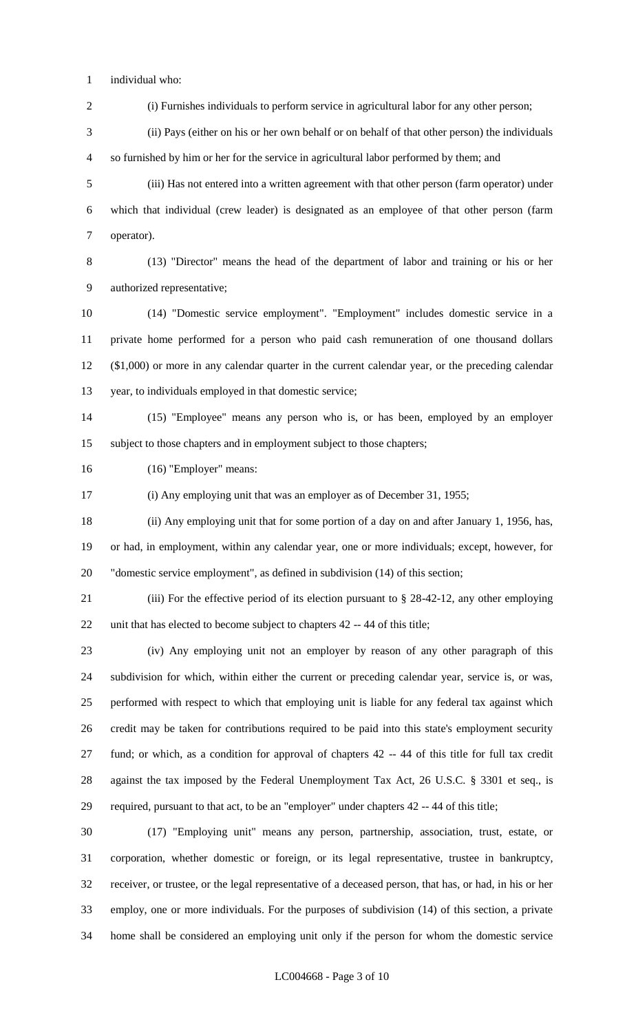individual who:

(i) Furnishes individuals to perform service in agricultural labor for any other person;

(ii) Pays (either on his or her own behalf or on behalf of that other person) the individuals so furnished by him or her for the service in agricultural labor performed by them; and

(iii) Has not entered into a written agreement with that other person (farm operator) under which that individual (crew leader) is designated as an employee of that other person (farm operator).

(13) "Director" means the head of the department of labor and training or his or her authorized representative;

(14) "Domestic service employment". "Employment" includes domestic service in a private home performed for a person who paid cash remuneration of one thousand dollars ($1,000) or more in any calendar quarter in the current calendar year, or the preceding calendar year, to individuals employed in that domestic service;

(15) "Employee" means any person who is, or has been, employed by an employer subject to those chapters and in employment subject to those chapters;

(16) "Employer" means:

(i) Any employing unit that was an employer as of December 31, 1955;

(ii) Any employing unit that for some portion of a day on and after January 1, 1956, has, or had, in employment, within any calendar year, one or more individuals; except, however, for "domestic service employment", as defined in subdivision (14) of this section;

(iii) For the effective period of its election pursuant to § 28-42-12, any other employing unit that has elected to become subject to chapters 42 -- 44 of this title;

(iv) Any employing unit not an employer by reason of any other paragraph of this subdivision for which, within either the current or preceding calendar year, service is, or was, performed with respect to which that employing unit is liable for any federal tax against which credit may be taken for contributions required to be paid into this state's employment security fund; or which, as a condition for approval of chapters 42 -- 44 of this title for full tax credit against the tax imposed by the Federal Unemployment Tax Act, 26 U.S.C. § 3301 et seq., is required, pursuant to that act, to be an "employer" under chapters 42 -- 44 of this title;

(17) "Employing unit" means any person, partnership, association, trust, estate, or corporation, whether domestic or foreign, or its legal representative, trustee in bankruptcy, receiver, or trustee, or the legal representative of a deceased person, that has, or had, in his or her employ, one or more individuals. For the purposes of subdivision (14) of this section, a private home shall be considered an employing unit only if the person for whom the domestic service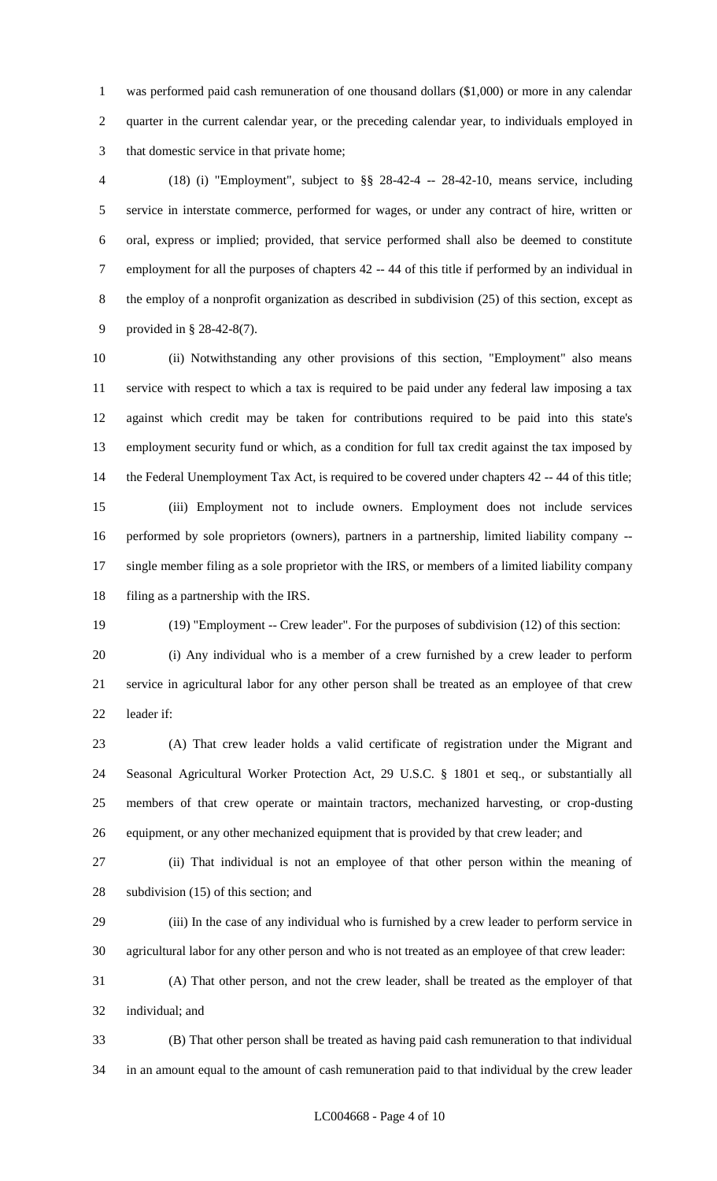was performed paid cash remuneration of one thousand dollars ($1,000) or more in any calendar quarter in the current calendar year, or the preceding calendar year, to individuals employed in that domestic service in that private home;

(18) (i) "Employment", subject to §§ 28-42-4 -- 28-42-10, means service, including service in interstate commerce, performed for wages, or under any contract of hire, written or oral, express or implied; provided, that service performed shall also be deemed to constitute employment for all the purposes of chapters 42 -- 44 of this title if performed by an individual in the employ of a nonprofit organization as described in subdivision (25) of this section, except as provided in § 28-42-8(7).

(ii) Notwithstanding any other provisions of this section, "Employment" also means service with respect to which a tax is required to be paid under any federal law imposing a tax against which credit may be taken for contributions required to be paid into this state's employment security fund or which, as a condition for full tax credit against the tax imposed by the Federal Unemployment Tax Act, is required to be covered under chapters 42 -- 44 of this title;

(iii) Employment not to include owners. Employment does not include services performed by sole proprietors (owners), partners in a partnership, limited liability company -- single member filing as a sole proprietor with the IRS, or members of a limited liability company filing as a partnership with the IRS.

(19) "Employment -- Crew leader". For the purposes of subdivision (12) of this section:

(i) Any individual who is a member of a crew furnished by a crew leader to perform service in agricultural labor for any other person shall be treated as an employee of that crew leader if:

(A) That crew leader holds a valid certificate of registration under the Migrant and Seasonal Agricultural Worker Protection Act, 29 U.S.C. § 1801 et seq., or substantially all members of that crew operate or maintain tractors, mechanized harvesting, or crop-dusting equipment, or any other mechanized equipment that is provided by that crew leader; and

(ii) That individual is not an employee of that other person within the meaning of subdivision (15) of this section; and

(iii) In the case of any individual who is furnished by a crew leader to perform service in agricultural labor for any other person and who is not treated as an employee of that crew leader:

(A) That other person, and not the crew leader, shall be treated as the employer of that individual; and

(B) That other person shall be treated as having paid cash remuneration to that individual in an amount equal to the amount of cash remuneration paid to that individual by the crew leader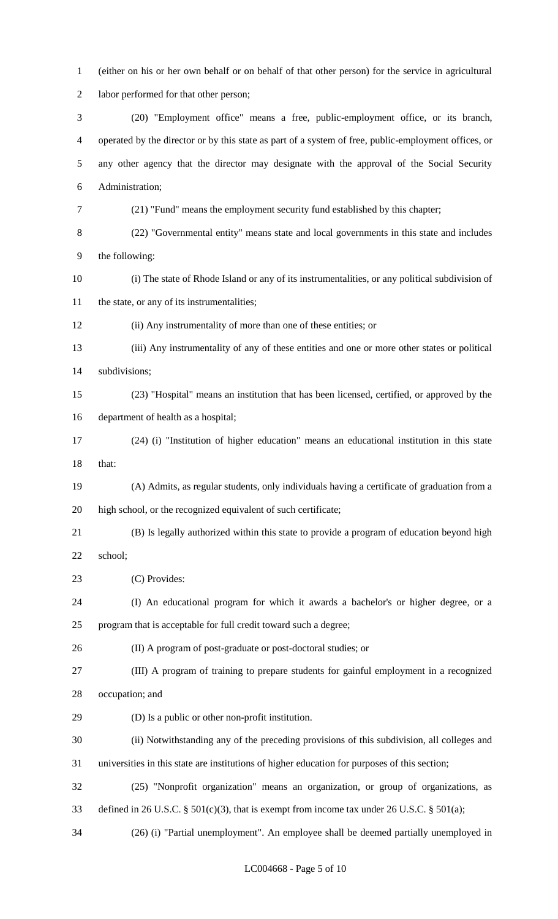(either on his or her own behalf or on behalf of that other person) for the service in agricultural labor performed for that other person;

(20) "Employment office" means a free, public-employment office, or its branch, operated by the director or by this state as part of a system of free, public-employment offices, or any other agency that the director may designate with the approval of the Social Security Administration;

(21) "Fund" means the employment security fund established by this chapter;

(22) "Governmental entity" means state and local governments in this state and includes the following:

(i) The state of Rhode Island or any of its instrumentalities, or any political subdivision of the state, or any of its instrumentalities;

(ii) Any instrumentality of more than one of these entities; or

(iii) Any instrumentality of any of these entities and one or more other states or political subdivisions;

(23) "Hospital" means an institution that has been licensed, certified, or approved by the department of health as a hospital;

(24) (i) "Institution of higher education" means an educational institution in this state that:

(A) Admits, as regular students, only individuals having a certificate of graduation from a high school, or the recognized equivalent of such certificate;

(B) Is legally authorized within this state to provide a program of education beyond high school;

(C) Provides:

(I) An educational program for which it awards a bachelor's or higher degree, or a program that is acceptable for full credit toward such a degree;

(II) A program of post-graduate or post-doctoral studies; or

(III) A program of training to prepare students for gainful employment in a recognized occupation; and

(D) Is a public or other non-profit institution.

(ii) Notwithstanding any of the preceding provisions of this subdivision, all colleges and universities in this state are institutions of higher education for purposes of this section;

(25) "Nonprofit organization" means an organization, or group of organizations, as defined in 26 U.S.C. § 501(c)(3), that is exempt from income tax under 26 U.S.C. § 501(a);

(26) (i) "Partial unemployment". An employee shall be deemed partially unemployed in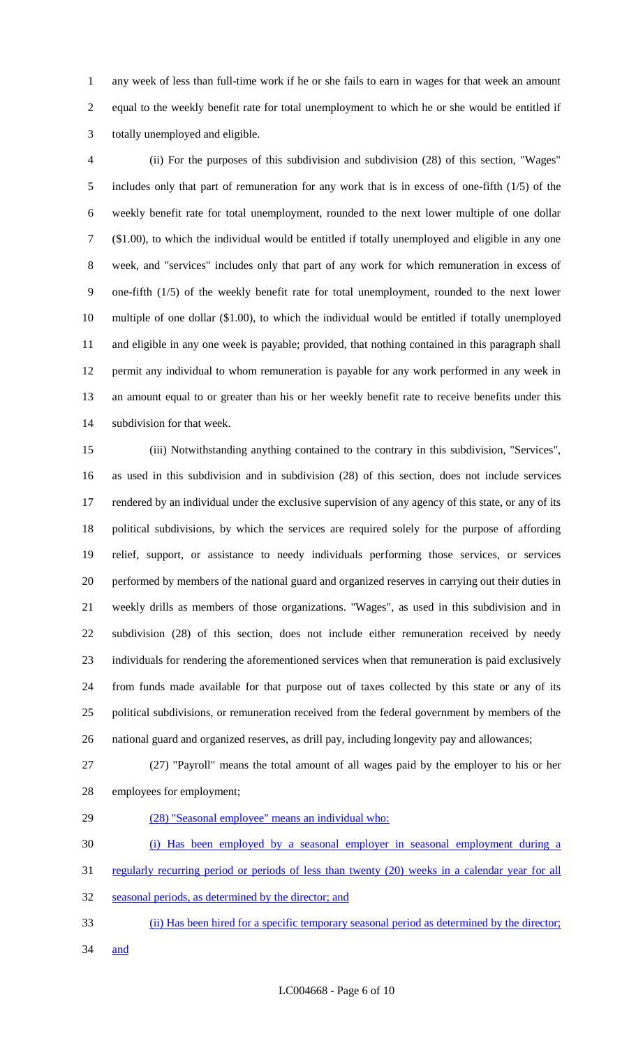any week of less than full-time work if he or she fails to earn in wages for that week an amount equal to the weekly benefit rate for total unemployment to which he or she would be entitled if totally unemployed and eligible.

(ii) For the purposes of this subdivision and subdivision (28) of this section, "Wages" includes only that part of remuneration for any work that is in excess of one-fifth (1/5) of the weekly benefit rate for total unemployment, rounded to the next lower multiple of one dollar ($1.00), to which the individual would be entitled if totally unemployed and eligible in any one week, and "services" includes only that part of any work for which remuneration in excess of one-fifth (1/5) of the weekly benefit rate for total unemployment, rounded to the next lower multiple of one dollar ($1.00), to which the individual would be entitled if totally unemployed and eligible in any one week is payable; provided, that nothing contained in this paragraph shall permit any individual to whom remuneration is payable for any work performed in any week in an amount equal to or greater than his or her weekly benefit rate to receive benefits under this subdivision for that week.

(iii) Notwithstanding anything contained to the contrary in this subdivision, "Services", as used in this subdivision and in subdivision (28) of this section, does not include services rendered by an individual under the exclusive supervision of any agency of this state, or any of its political subdivisions, by which the services are required solely for the purpose of affording relief, support, or assistance to needy individuals performing those services, or services performed by members of the national guard and organized reserves in carrying out their duties in weekly drills as members of those organizations. "Wages", as used in this subdivision and in subdivision (28) of this section, does not include either remuneration received by needy individuals for rendering the aforementioned services when that remuneration is paid exclusively from funds made available for that purpose out of taxes collected by this state or any of its political subdivisions, or remuneration received from the federal government by members of the national guard and organized reserves, as drill pay, including longevity pay and allowances;

(27) "Payroll" means the total amount of all wages paid by the employer to his or her employees for employment;

(28) "Seasonal employee" means an individual who:

(i) Has been employed by a seasonal employer in seasonal employment during a regularly recurring period or periods of less than twenty (20) weeks in a calendar year for all seasonal periods, as determined by the director; and

(ii) Has been hired for a specific temporary seasonal period as determined by the director; and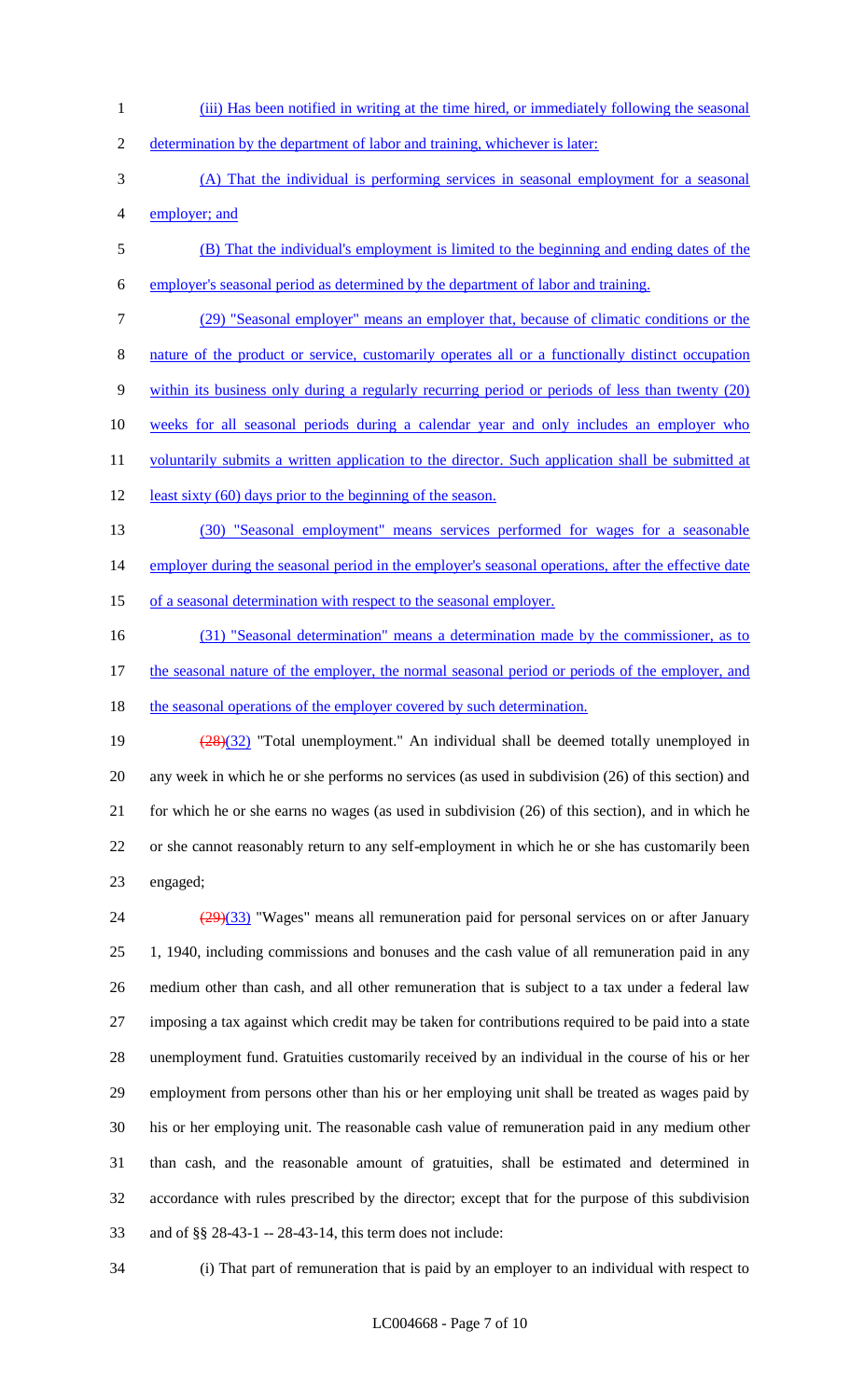(iii) Has been notified in writing at the time hired, or immediately following the seasonal determination by the department of labor and training, whichever is later:

(A) That the individual is performing services in seasonal employment for a seasonal employer; and

(B) That the individual's employment is limited to the beginning and ending dates of the employer's seasonal period as determined by the department of labor and training.

(29) "Seasonal employer" means an employer that, because of climatic conditions or the nature of the product or service, customarily operates all or a functionally distinct occupation within its business only during a regularly recurring period or periods of less than twenty (20) weeks for all seasonal periods during a calendar year and only includes an employer who voluntarily submits a written application to the director. Such application shall be submitted at least sixty (60) days prior to the beginning of the season.

(30) "Seasonal employment" means services performed for wages for a seasonable employer during the seasonal period in the employer's seasonal operations, after the effective date of a seasonal determination with respect to the seasonal employer.

(31) "Seasonal determination" means a determination made by the commissioner, as to the seasonal nature of the employer, the normal seasonal period or periods of the employer, and the seasonal operations of the employer covered by such determination.

~~(28)~~(32) "Total unemployment." An individual shall be deemed totally unemployed in any week in which he or she performs no services (as used in subdivision (26) of this section) and for which he or she earns no wages (as used in subdivision (26) of this section), and in which he or she cannot reasonably return to any self-employment in which he or she has customarily been engaged;

~~(29)~~(33) "Wages" means all remuneration paid for personal services on or after January 1, 1940, including commissions and bonuses and the cash value of all remuneration paid in any medium other than cash, and all other remuneration that is subject to a tax under a federal law imposing a tax against which credit may be taken for contributions required to be paid into a state unemployment fund. Gratuities customarily received by an individual in the course of his or her employment from persons other than his or her employing unit shall be treated as wages paid by his or her employing unit. The reasonable cash value of remuneration paid in any medium other than cash, and the reasonable amount of gratuities, shall be estimated and determined in accordance with rules prescribed by the director; except that for the purpose of this subdivision and of §§ 28-43-1 -- 28-43-14, this term does not include:

(i) That part of remuneration that is paid by an employer to an individual with respect to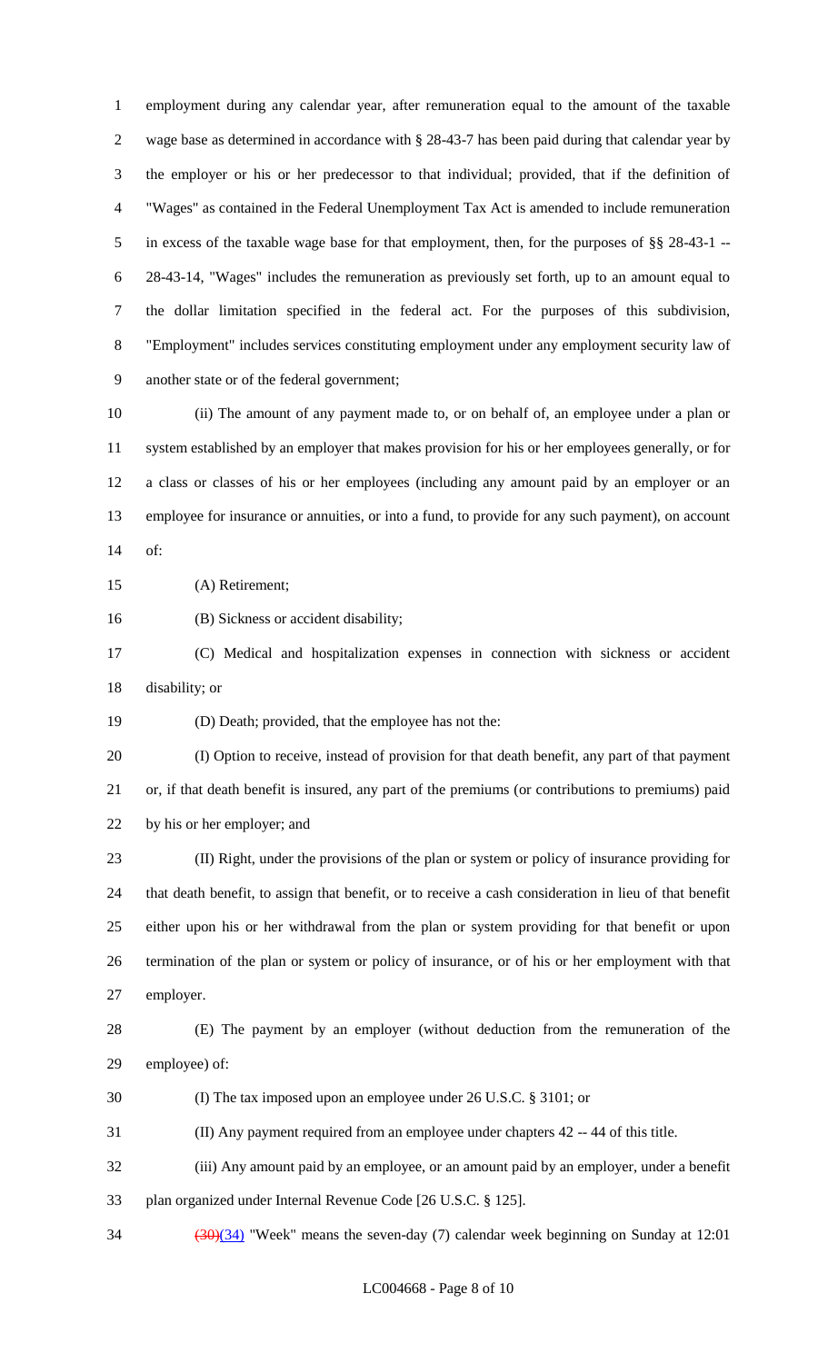employment during any calendar year, after remuneration equal to the amount of the taxable wage base as determined in accordance with § 28-43-7 has been paid during that calendar year by the employer or his or her predecessor to that individual; provided, that if the definition of "Wages" as contained in the Federal Unemployment Tax Act is amended to include remuneration in excess of the taxable wage base for that employment, then, for the purposes of §§ 28-43-1 -- 28-43-14, "Wages" includes the remuneration as previously set forth, up to an amount equal to the dollar limitation specified in the federal act. For the purposes of this subdivision, "Employment" includes services constituting employment under any employment security law of another state or of the federal government;

(ii) The amount of any payment made to, or on behalf of, an employee under a plan or system established by an employer that makes provision for his or her employees generally, or for a class or classes of his or her employees (including any amount paid by an employer or an employee for insurance or annuities, or into a fund, to provide for any such payment), on account of:

(A) Retirement;

(B) Sickness or accident disability;

(C) Medical and hospitalization expenses in connection with sickness or accident disability; or

(D) Death; provided, that the employee has not the:

(I) Option to receive, instead of provision for that death benefit, any part of that payment or, if that death benefit is insured, any part of the premiums (or contributions to premiums) paid by his or her employer; and

(II) Right, under the provisions of the plan or system or policy of insurance providing for that death benefit, to assign that benefit, or to receive a cash consideration in lieu of that benefit either upon his or her withdrawal from the plan or system providing for that benefit or upon termination of the plan or system or policy of insurance, or of his or her employment with that employer.

(E) The payment by an employer (without deduction from the remuneration of the employee) of:

(I) The tax imposed upon an employee under 26 U.S.C. § 3101; or

(II) Any payment required from an employee under chapters 42 -- 44 of this title.

(iii) Any amount paid by an employee, or an amount paid by an employer, under a benefit plan organized under Internal Revenue Code [26 U.S.C. § 125].

~~(30)~~(34) "Week" means the seven-day (7) calendar week beginning on Sunday at 12:01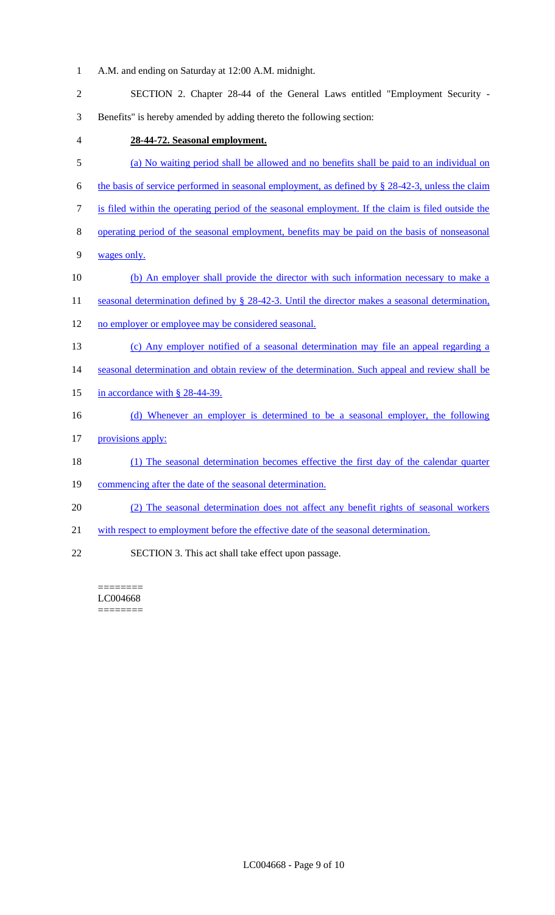A.M. and ending on Saturday at 12:00 A.M. midnight.

SECTION 2. Chapter 28-44 of the General Laws entitled "Employment Security - Benefits" is hereby amended by adding thereto the following section:

**28-44-72. Seasonal employment.**

(a) No waiting period shall be allowed and no benefits shall be paid to an individual on the basis of service performed in seasonal employment, as defined by § 28-42-3, unless the claim is filed within the operating period of the seasonal employment. If the claim is filed outside the operating period of the seasonal employment, benefits may be paid on the basis of nonseasonal wages only.

(b) An employer shall provide the director with such information necessary to make a seasonal determination defined by § 28-42-3. Until the director makes a seasonal determination, no employer or employee may be considered seasonal.

(c) Any employer notified of a seasonal determination may file an appeal regarding a seasonal determination and obtain review of the determination. Such appeal and review shall be in accordance with § 28-44-39.

(d) Whenever an employer is determined to be a seasonal employer, the following provisions apply:

(1) The seasonal determination becomes effective the first day of the calendar quarter commencing after the date of the seasonal determination.

(2) The seasonal determination does not affect any benefit rights of seasonal workers with respect to employment before the effective date of the seasonal determination.

SECTION 3. This act shall take effect upon passage.

========
LC004668
========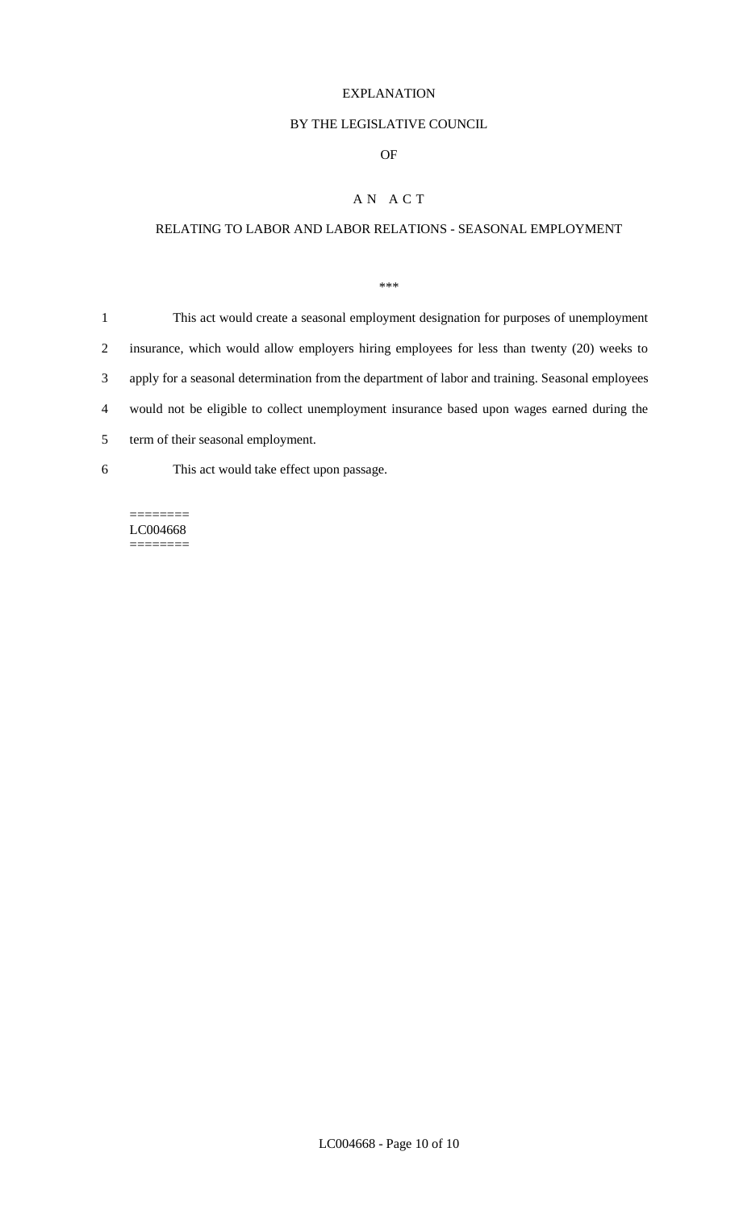EXPLANATION

BY THE LEGISLATIVE COUNCIL

OF

A N A C T

RELATING TO LABOR AND LABOR RELATIONS - SEASONAL EMPLOYMENT

\*\*\*

1 This act would create a seasonal employment designation for purposes of unemployment
2 insurance, which would allow employers hiring employees for less than twenty (20) weeks to
3 apply for a seasonal determination from the department of labor and training. Seasonal employees
4 would not be eligible to collect unemployment insurance based upon wages earned during the
5 term of their seasonal employment.
6 This act would take effect upon passage.

========
LC004668
========